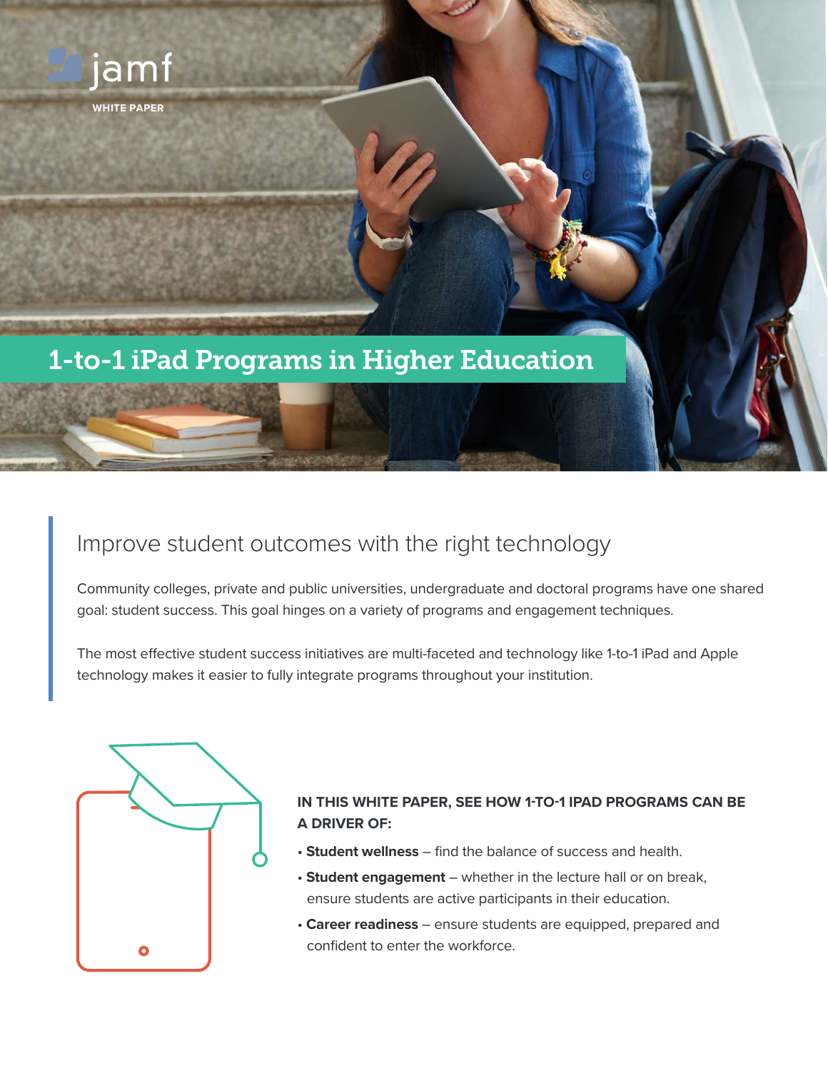jamf

WHITE PAPER

# 1-to-1 iPad Programs in Higher Education

## Improve student outcomes with the right technology

Community colleges, private and public universities, undergraduate and doctoral programs have one shared goal: student success. This goal hinges on a variety of programs and engagement techniques.

The most effective student success initiatives are multi-faceted and technology like 1-to-1 iPad and Apple technology makes it easier to fully integrate programs throughout your institution.

**IN THIS WHITE PAPER, SEE HOW 1-TO-1 IPAD PROGRAMS CAN BE A DRIVER OF:**

- **Student wellness** – find the balance of success and health.
- **Student engagement** – whether in the lecture hall or on break, ensure students are active participants in their education.
- **Career readiness** – ensure students are equipped, prepared and confident to enter the workforce.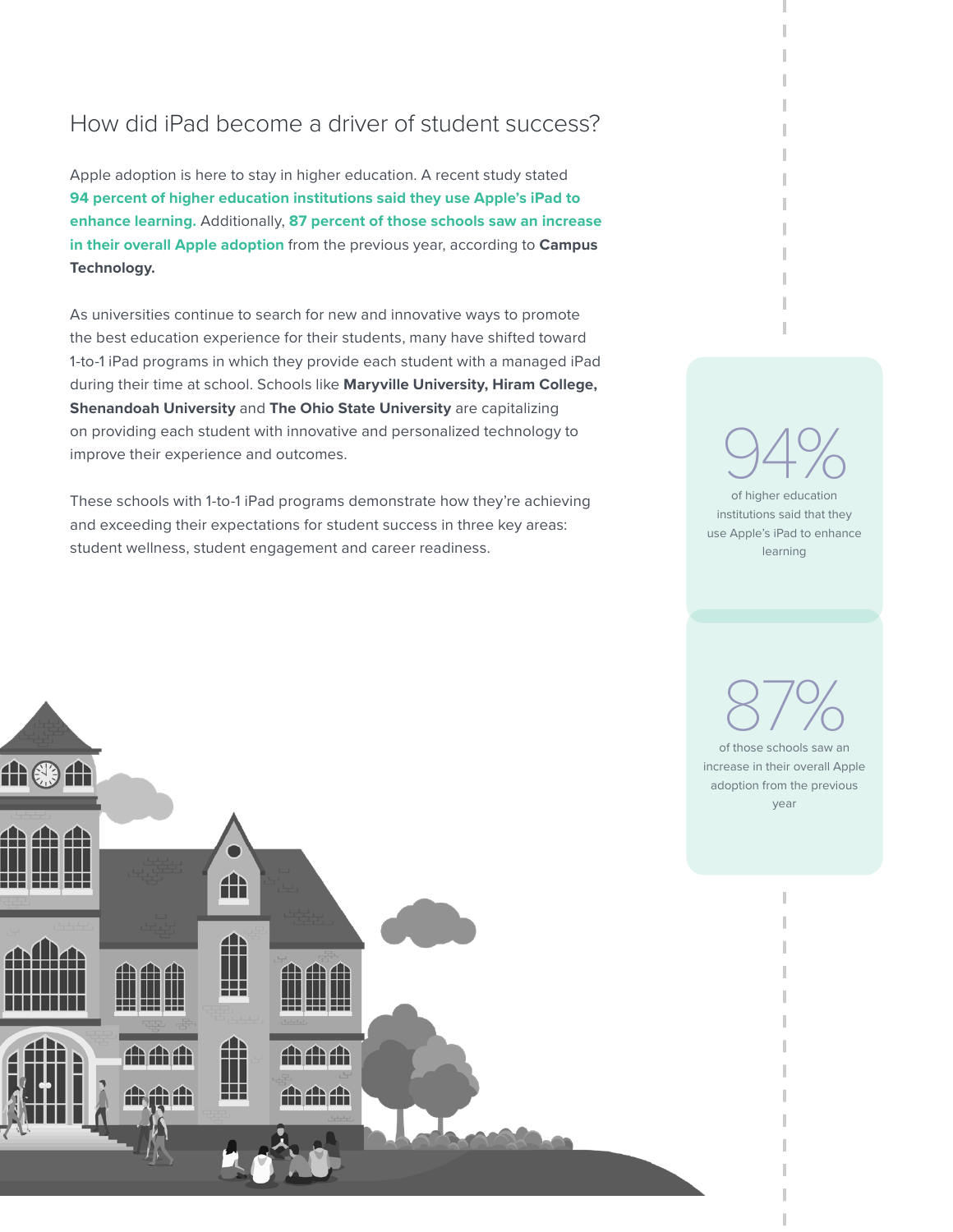## How did iPad become a driver of student success?

Apple adoption is here to stay in higher education. A recent study stated **94 percent of higher education institutions said they use Apple's iPad to enhance learning.** Additionally, **87 percent of those schools saw an increase in their overall Apple adoption** from the previous year, according to **Campus Technology.**

As universities continue to search for new and innovative ways to promote the best education experience for their students, many have shifted toward 1-to-1 iPad programs in which they provide each student with a managed iPad during their time at school. Schools like **Maryville University, Hiram College, Shenandoah University** and **The Ohio State University** are capitalizing on providing each student with innovative and personalized technology to improve their experience and outcomes.

These schools with 1-to-1 iPad programs demonstrate how they're achieving and exceeding their expectations for student success in three key areas: student wellness, student engagement and career readiness.

**94%**

of higher education institutions said that they use Apple's iPad to enhance learning

**87%**

of those schools saw an increase in their overall Apple adoption from the previous year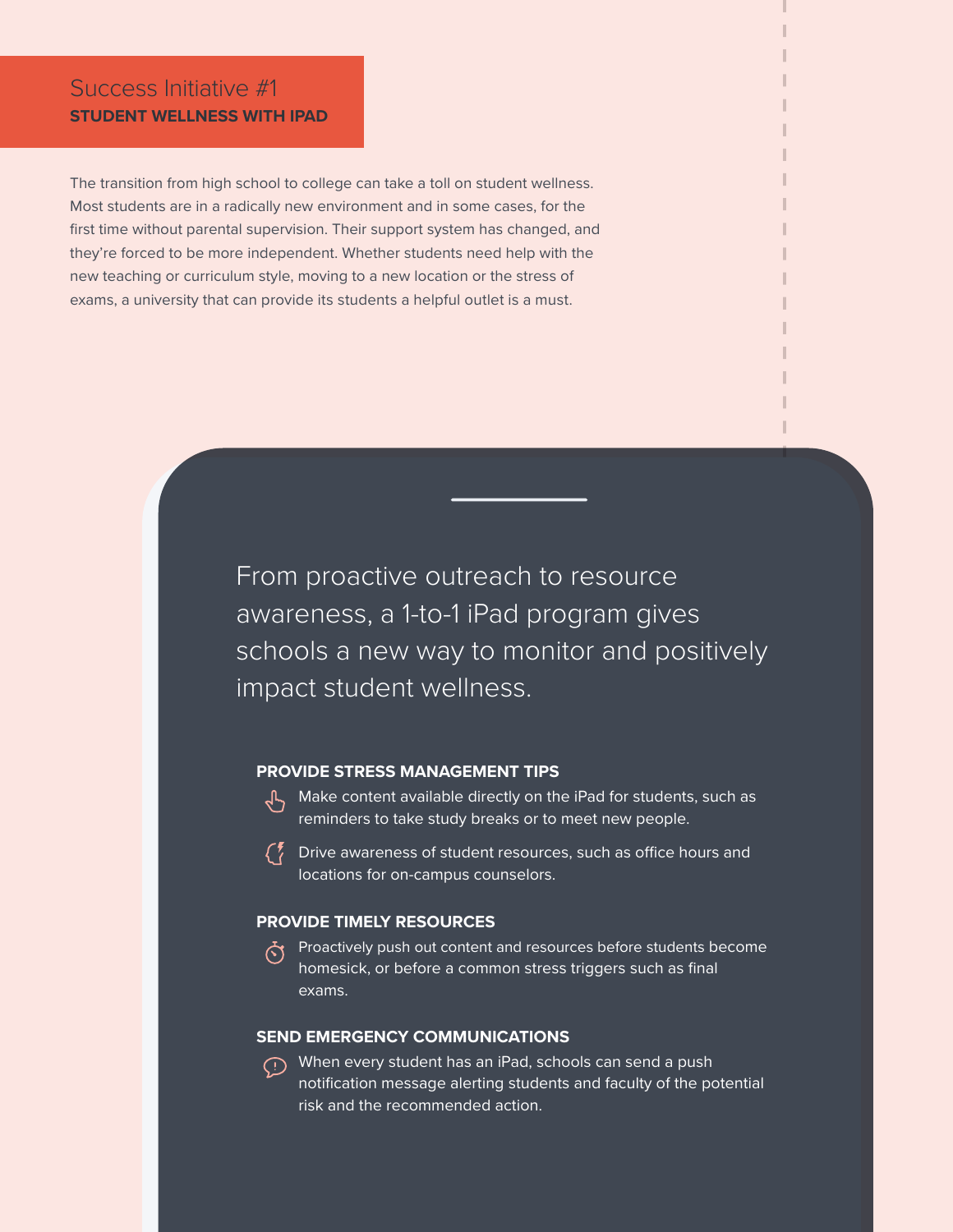## Success Initiative #1

**STUDENT WELLNESS WITH IPAD**

The transition from high school to college can take a toll on student wellness. Most students are in a radically new environment and in some cases, for the first time without parental supervision. Their support system has changed, and they're forced to be more independent. Whether students need help with the new teaching or curriculum style, moving to a new location or the stress of exams, a university that can provide its students a helpful outlet is a must.

From proactive outreach to resource awareness, a 1-to-1 iPad program gives schools a new way to monitor and positively impact student wellness.

### PROVIDE STRESS MANAGEMENT TIPS

- Make content available directly on the iPad for students, such as reminders to take study breaks or to meet new people.
- Drive awareness of student resources, such as office hours and locations for on-campus counselors.

### PROVIDE TIMELY RESOURCES

- Proactively push out content and resources before students become homesick, or before a common stress triggers such as final exams.

### SEND EMERGENCY COMMUNICATIONS

- When every student has an iPad, schools can send a push notification message alerting students and faculty of the potential risk and the recommended action.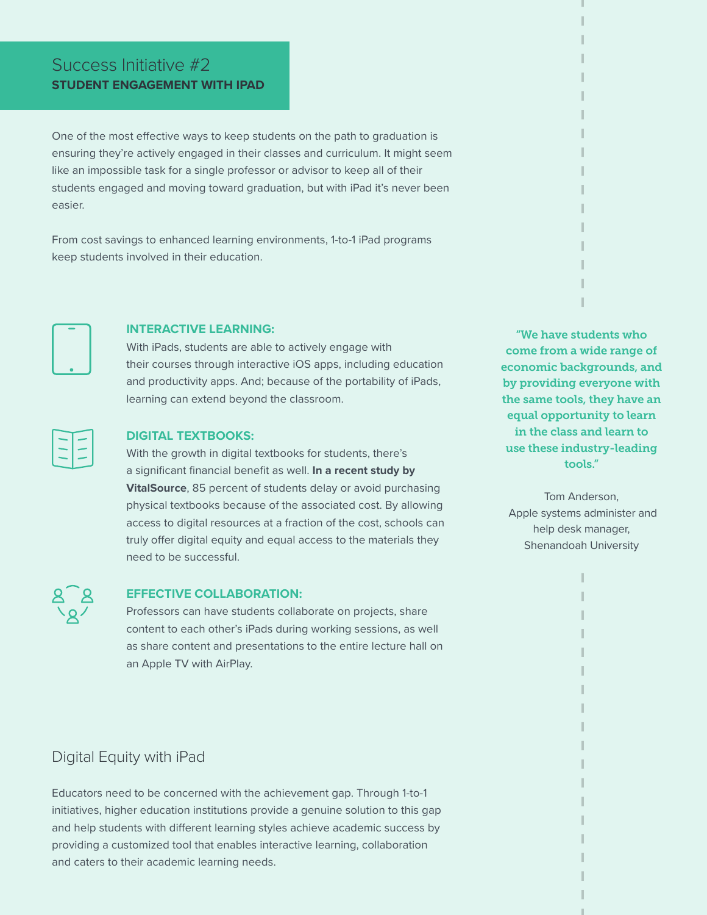## Success Initiative #2
**STUDENT ENGAGEMENT WITH IPAD**

One of the most effective ways to keep students on the path to graduation is ensuring they're actively engaged in their classes and curriculum. It might seem like an impossible task for a single professor or advisor to keep all of their students engaged and moving toward graduation, but with iPad it's never been easier.

From cost savings to enhanced learning environments, 1-to-1 iPad programs keep students involved in their education.

### INTERACTIVE LEARNING:

With iPads, students are able to actively engage with their courses through interactive iOS apps, including education and productivity apps. And; because of the portability of iPads, learning can extend beyond the classroom.

### DIGITAL TEXTBOOKS:

With the growth in digital textbooks for students, there's a significant financial benefit as well. **In a recent study by VitalSource**, 85 percent of students delay or avoid purchasing physical textbooks because of the associated cost. By allowing access to digital resources at a fraction of the cost, schools can truly offer digital equity and equal access to the materials they need to be successful.

### EFFECTIVE COLLABORATION:

Professors can have students collaborate on projects, share content to each other's iPads during working sessions, as well as share content and presentations to the entire lecture hall on an Apple TV with AirPlay.

> "We have students who come from a wide range of economic backgrounds, and by providing everyone with the same tools, they have an equal opportunity to learn in the class and learn to use these industry-leading tools."
>
> Tom Anderson,
> Apple systems administer and help desk manager,
> Shenandoah University

## Digital Equity with iPad

Educators need to be concerned with the achievement gap. Through 1-to-1 initiatives, higher education institutions provide a genuine solution to this gap and help students with different learning styles achieve academic success by providing a customized tool that enables interactive learning, collaboration and caters to their academic learning needs.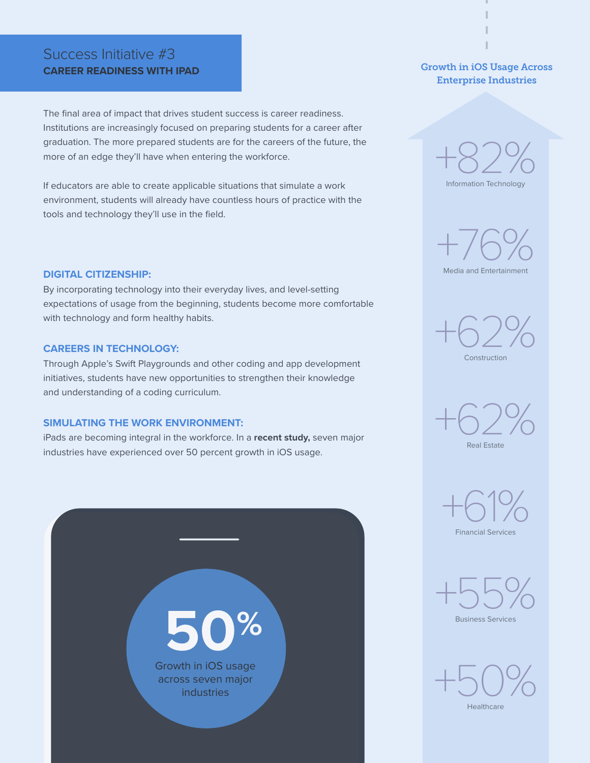## Success Initiative #3

### CAREER READINESS WITH IPAD

The final area of impact that drives student success is career readiness. Institutions are increasingly focused on preparing students for a career after graduation. The more prepared students are for the careers of the future, the more of an edge they'll have when entering the workforce.

If educators are able to create applicable situations that simulate a work environment, students will already have countless hours of practice with the tools and technology they'll use in the field.

### DIGITAL CITIZENSHIP:

By incorporating technology into their everyday lives, and level-setting expectations of usage from the beginning, students become more comfortable with technology and form healthy habits.

### CAREERS IN TECHNOLOGY:

Through Apple's Swift Playgrounds and other coding and app development initiatives, students have new opportunities to strengthen their knowledge and understanding of a coding curriculum.

### SIMULATING THE WORK ENVIRONMENT:

iPads are becoming integral in the workforce. In a **recent study,** seven major industries have experienced over 50 percent growth in iOS usage.

**50%**
Growth in iOS usage across seven major industries

### Growth in iOS Usage Across Enterprise Industries

+82%
Information Technology

+76%
Media and Entertainment

+62%
Construction

+62%
Real Estate

+61%
Financial Services

+55%
Business Services

+50%
Healthcare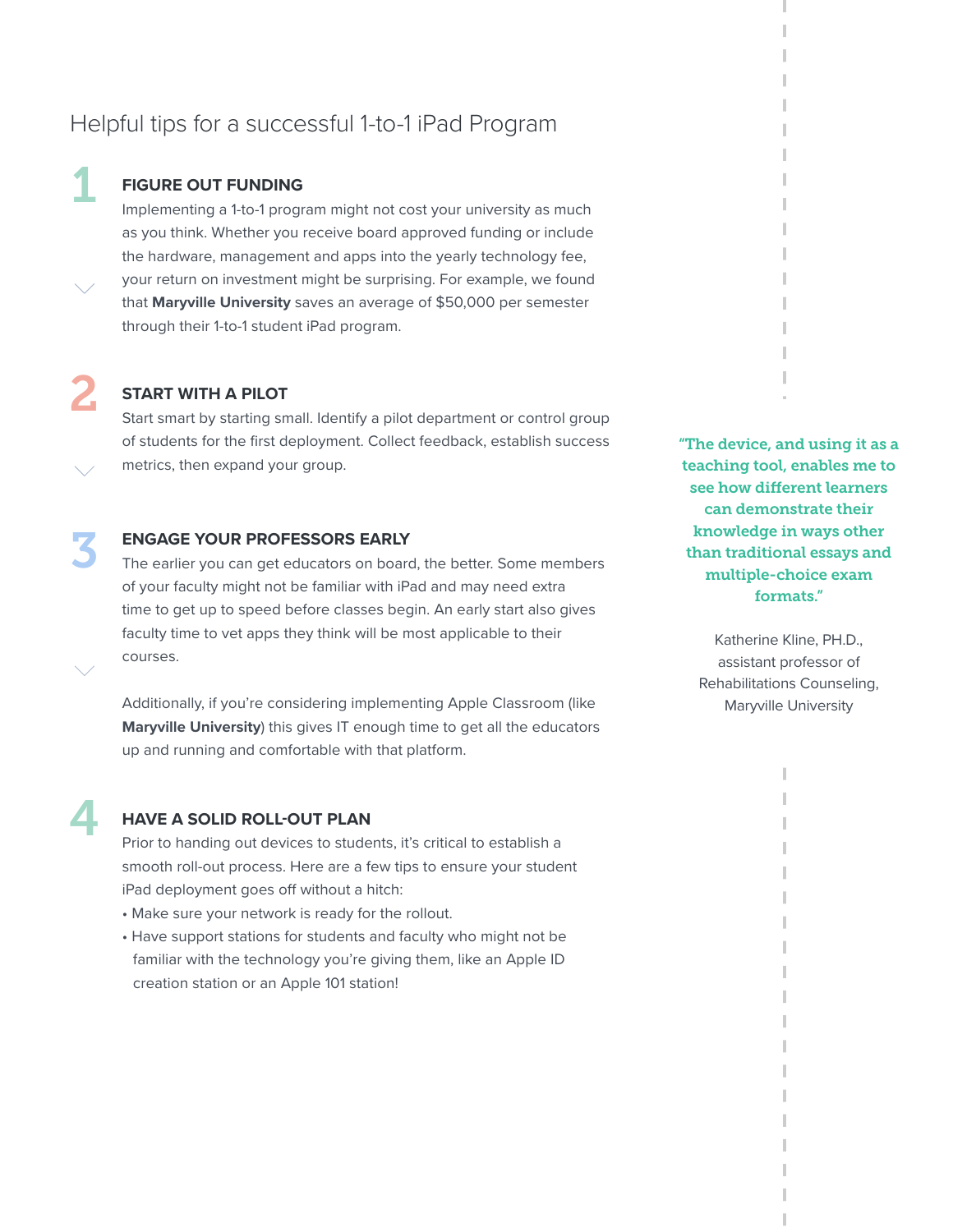## Helpful tips for a successful 1-to-1 iPad Program

### 1 FIGURE OUT FUNDING

Implementing a 1-to-1 program might not cost your university as much as you think. Whether you receive board approved funding or include the hardware, management and apps into the yearly technology fee, your return on investment might be surprising. For example, we found that **Maryville University** saves an average of $50,000 per semester through their 1-to-1 student iPad program.

### 2 START WITH A PILOT

Start smart by starting small. Identify a pilot department or control group of students for the first deployment. Collect feedback, establish success metrics, then expand your group.

### 3 ENGAGE YOUR PROFESSORS EARLY

The earlier you can get educators on board, the better. Some members of your faculty might not be familiar with iPad and may need extra time to get up to speed before classes begin. An early start also gives faculty time to vet apps they think will be most applicable to their courses.

Additionally, if you're considering implementing Apple Classroom (like **Maryville University**) this gives IT enough time to get all the educators up and running and comfortable with that platform.

### 4 HAVE A SOLID ROLL-OUT PLAN

Prior to handing out devices to students, it's critical to establish a smooth roll-out process. Here are a few tips to ensure your student iPad deployment goes off without a hitch:

- Make sure your network is ready for the rollout.
- Have support stations for students and faculty who might not be familiar with the technology you're giving them, like an Apple ID creation station or an Apple 101 station!

> **"The device, and using it as a teaching tool, enables me to see how different learners can demonstrate their knowledge in ways other than traditional essays and multiple-choice exam formats."**
>
> Katherine Kline, PH.D., assistant professor of Rehabilitations Counseling, Maryville University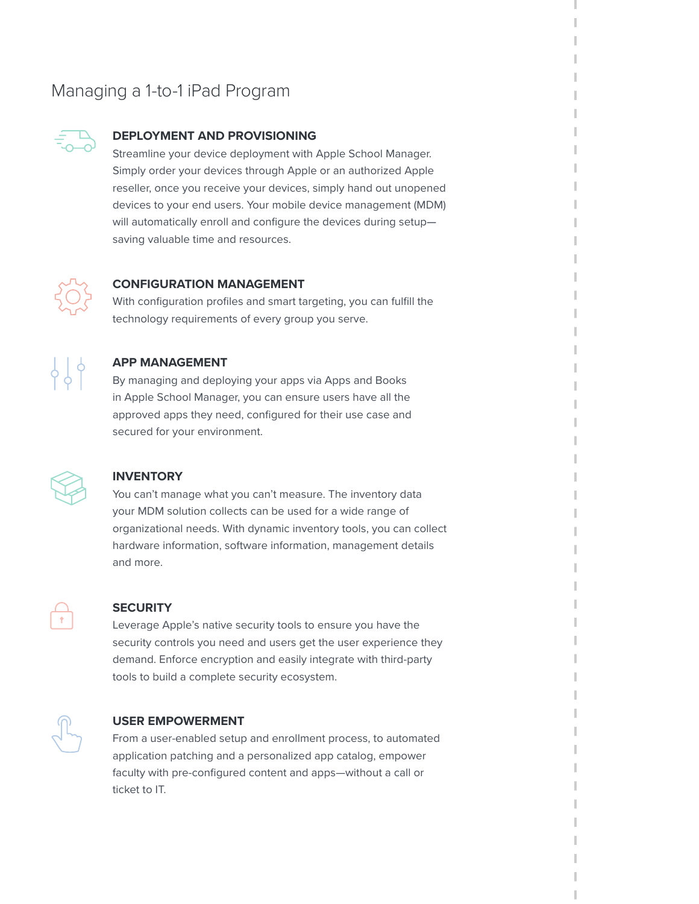# Managing a 1-to-1 iPad Program

## DEPLOYMENT AND PROVISIONING

Streamline your device deployment with Apple School Manager. Simply order your devices through Apple or an authorized Apple reseller, once you receive your devices, simply hand out unopened devices to your end users. Your mobile device management (MDM) will automatically enroll and configure the devices during setup—saving valuable time and resources.

## CONFIGURATION MANAGEMENT

With configuration profiles and smart targeting, you can fulfill the technology requirements of every group you serve.

## APP MANAGEMENT

By managing and deploying your apps via Apps and Books in Apple School Manager, you can ensure users have all the approved apps they need, configured for their use case and secured for your environment.

## INVENTORY

You can't manage what you can't measure. The inventory data your MDM solution collects can be used for a wide range of organizational needs. With dynamic inventory tools, you can collect hardware information, software information, management details and more.

## SECURITY

Leverage Apple's native security tools to ensure you have the security controls you need and users get the user experience they demand. Enforce encryption and easily integrate with third-party tools to build a complete security ecosystem.

## USER EMPOWERMENT

From a user-enabled setup and enrollment process, to automated application patching and a personalized app catalog, empower faculty with pre-configured content and apps—without a call or ticket to IT.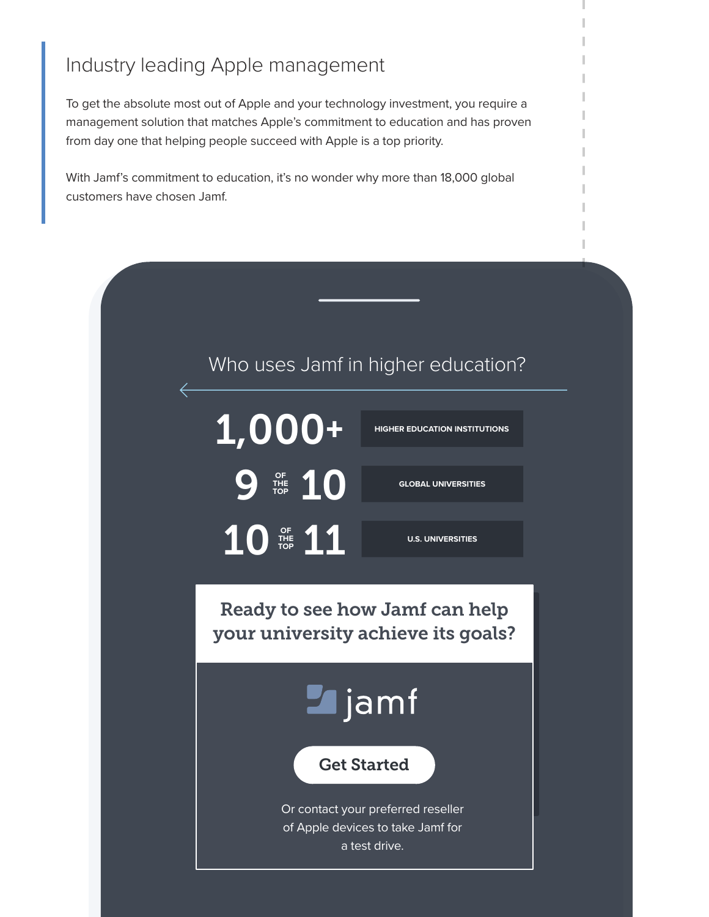## Industry leading Apple management

To get the absolute most out of Apple and your technology investment, you require a management solution that matches Apple's commitment to education and has proven from day one that helping people succeed with Apple is a top priority.

With Jamf's commitment to education, it's no wonder why more than 18,000 global customers have chosen Jamf.

## Who uses Jamf in higher education?

**1,000+** HIGHER EDUCATION INSTITUTIONS

**9** OF THE TOP **10** GLOBAL UNIVERSITIES

**10** OF THE TOP **11** U.S. UNIVERSITIES

### Ready to see how Jamf can help your university achieve its goals?

jamf

**Get Started**

Or contact your preferred reseller of Apple devices to take Jamf for a test drive.